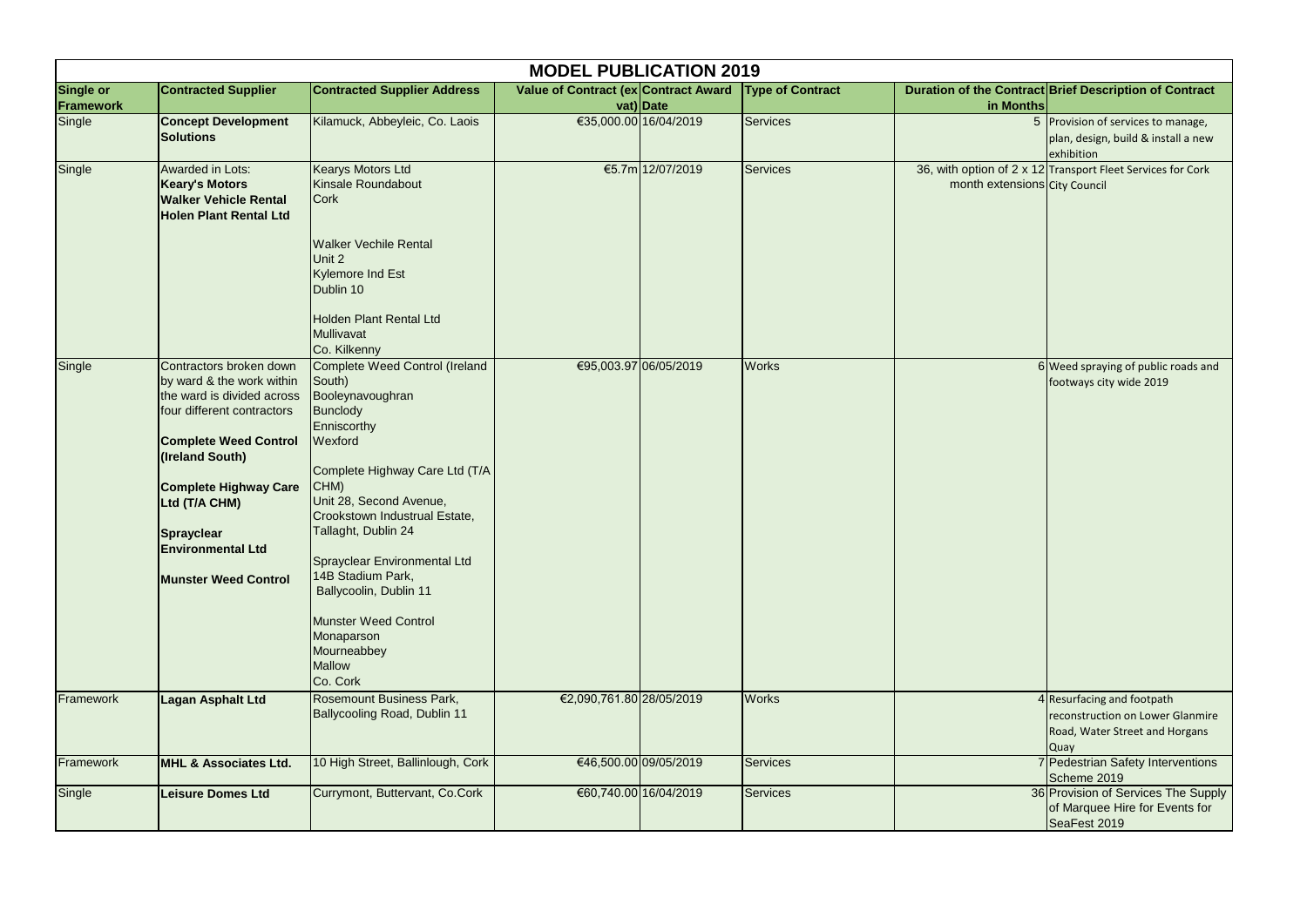# MODEL PUBLICATION 2019

| Single or Framework | Contracted Supplier | Contracted Supplier Address | Value of Contract (ex vat) | Contract Award Date | Type of Contract | Duration of the Contract in Months | Brief Description of Contract |
|---|---|---|---|---|---|---|---|
| Single | **Concept Development Solutions** | Kilamuck, Abbeyleic, Co. Laois | €35,000.00 | 16/04/2019 | Services | 5 | Provision of services to manage, plan, design, build & install a new exhibition |
| Single | Awarded in Lots: **Keary's Motors** **Walker Vehicle Rental** **Holen Plant Rental Ltd** | Kearys Motors Ltd Kinsale Roundabout Cork<br><br>Walker Vechile Rental Unit 2 Kylemore Ind Est Dublin 10<br><br>Holden Plant Rental Ltd Mullivavat Co. Kilkenny | €5.7m | 12/07/2019 | Services | 36, with option of 2 x 12 month extensions | Transport Fleet Services for Cork City Council |
| Single | Contractors broken down by ward & the work within the ward is divided across four different contractors<br><br>**Complete Weed Control (Ireland South)**<br><br>**Complete Highway Care Ltd (T/A CHM)**<br><br>**Sprayclear Environmental Ltd**<br><br>**Munster Weed Control** | Complete Weed Control (Ireland South) Booleynavoughran Bunclody Enniscorthy Wexford<br><br>Complete Highway Care Ltd (T/A CHM) Unit 28, Second Avenue, Crookstown Industrual Estate, Tallaght, Dublin 24<br><br>Sprayclear Environmental Ltd 14B Stadium Park, Ballycoolin, Dublin 11<br><br>Munster Weed Control Monaparson Mourneabbey Mallow Co. Cork | €95,003.97 | 06/05/2019 | Works | 6 | Weed spraying of public roads and footways city wide 2019 |
| Framework | **Lagan Asphalt Ltd** | Rosemount Business Park, Ballycooling Road, Dublin 11 | €2,090,761.80 | 28/05/2019 | Works | 4 | Resurfacing and footpath reconstruction on Lower Glanmire Road, Water Street and Horgans Quay |
| Framework | **MHL & Associates Ltd.** | 10 High Street, Ballinlough, Cork | €46,500.00 | 09/05/2019 | Services | 7 | Pedestrian Safety Interventions Scheme 2019 |
| Single | **Leisure Domes Ltd** | Currymont, Buttervant, Co.Cork | €60,740.00 | 16/04/2019 | Services | 36 | Provision of Services The Supply of Marquee Hire for Events for SeaFest 2019 |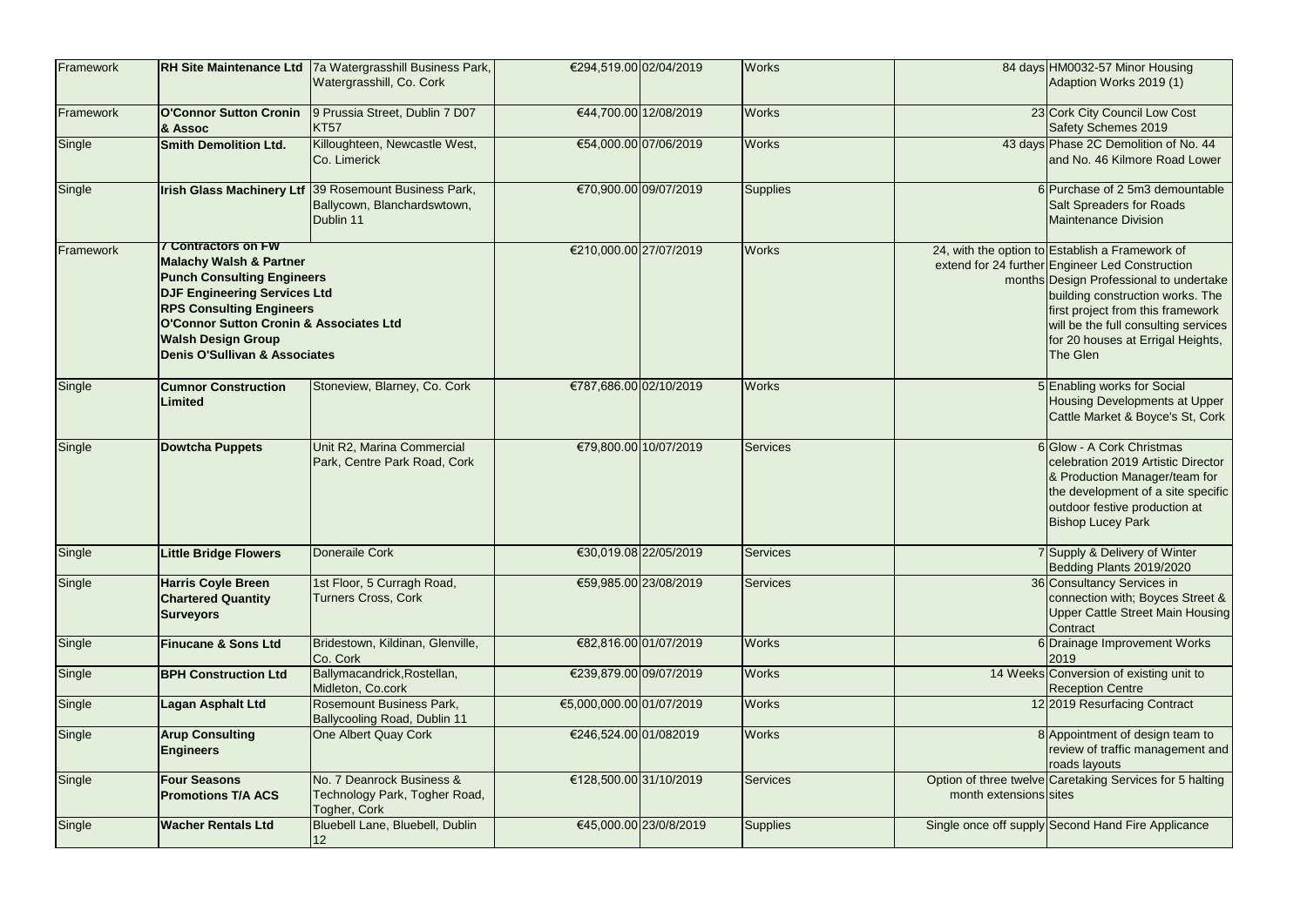| Framework | RH Site Maintenance Ltd | 7a Watergrasshill Business Park, Watergrasshill, Co. Cork | €294,519.00 | 02/04/2019 | Works | 84 days | HM0032-57 Minor Housing Adaption Works 2019 (1) |
|---|---|---|---|---|---|---|---|
| Framework | O'Connor Sutton Cronin & Assoc | 9 Prussia Street, Dublin 7 D07 KT57 | €44,700.00 | 12/08/2019 | Works | 23 | Cork City Council Low Cost Safety Schemes 2019 |
| Single | Smith Demolition Ltd. | Killoughteen, Newcastle West, Co. Limerick | €54,000.00 | 07/06/2019 | Works | 43 days | Phase 2C Demolition of No. 44 and No. 46 Kilmore Road Lower |
| Single | Irish Glass Machinery Ltf | 39 Rosemount Business Park, Ballycown, Blanchardswtown, Dublin 11 | €70,900.00 | 09/07/2019 | Supplies | 6 | Purchase of 2 5m3 demountable Salt Spreaders for Roads Maintenance Division |
| Framework | 7 Contractors on FW Malachy Walsh & Partner Punch Consulting Engineers DJF Engineering Services Ltd RPS Consulting Engineers O'Connor Sutton Cronin & Associates Ltd Walsh Design Group Denis O'Sullivan & Associates | | €210,000.00 | 27/07/2019 | Works | 24, with the option to extend for 24 further months | Establish a Framework of Engineer Led Construction Design Professional to undertake building construction works. The first project from this framework will be the full consulting services for 20 houses at Errigal Heights, The Glen |
| Single | Cumnor Construction Limited | Stoneview, Blarney, Co. Cork | €787,686.00 | 02/10/2019 | Works | 5 | Enabling works for Social Housing Developments at Upper Cattle Market & Boyce's St, Cork |
| Single | Dowtcha Puppets | Unit R2, Marina Commercial Park, Centre Park Road, Cork | €79,800.00 | 10/07/2019 | Services | 6 | Glow - A Cork Christmas celebration 2019 Artistic Director & Production Manager/team for the development of a site specific outdoor festive production at Bishop Lucey Park |
| Single | Little Bridge Flowers | Doneraile Cork | €30,019.08 | 22/05/2019 | Services | 7 | Supply & Delivery of Winter Bedding Plants 2019/2020 |
| Single | Harris Coyle Breen Chartered Quantity Surveyors | 1st Floor, 5 Curragh Road, Turners Cross, Cork | €59,985.00 | 23/08/2019 | Services | 36 | Consultancy Services in connection with; Boyces Street & Upper Cattle Street Main Housing Contract |
| Single | Finucane & Sons Ltd | Bridestown, Kildinan, Glenville, Co. Cork | €82,816.00 | 01/07/2019 | Works | 6 | Drainage Improvement Works 2019 |
| Single | BPH Construction Ltd | Ballymacandrick,Rostellan, Midleton, Co.cork | €239,879.00 | 09/07/2019 | Works | 14 Weeks | Conversion of existing unit to Reception Centre |
| Single | Lagan Asphalt Ltd | Rosemount Business Park, Ballycooling Road, Dublin 11 | €5,000,000.00 | 01/07/2019 | Works | 12 | 2019 Resurfacing Contract |
| Single | Arup Consulting Engineers | One Albert Quay Cork | €246,524.00 | 01/082019 | Works | 8 | Appointment of design team to review of traffic management and roads layouts |
| Single | Four Seasons Promotions T/A ACS | No. 7 Deanrock Business & Technology Park, Togher Road, Togher, Cork | €128,500.00 | 31/10/2019 | Services | Option of three twelve month extensions | Caretaking Services for 5 halting sites |
| Single | Wacher Rentals Ltd | Bluebell Lane, Bluebell, Dublin 12 | €45,000.00 | 23/0/8/2019 | Supplies | Single once off supply | Second Hand Fire Applicance |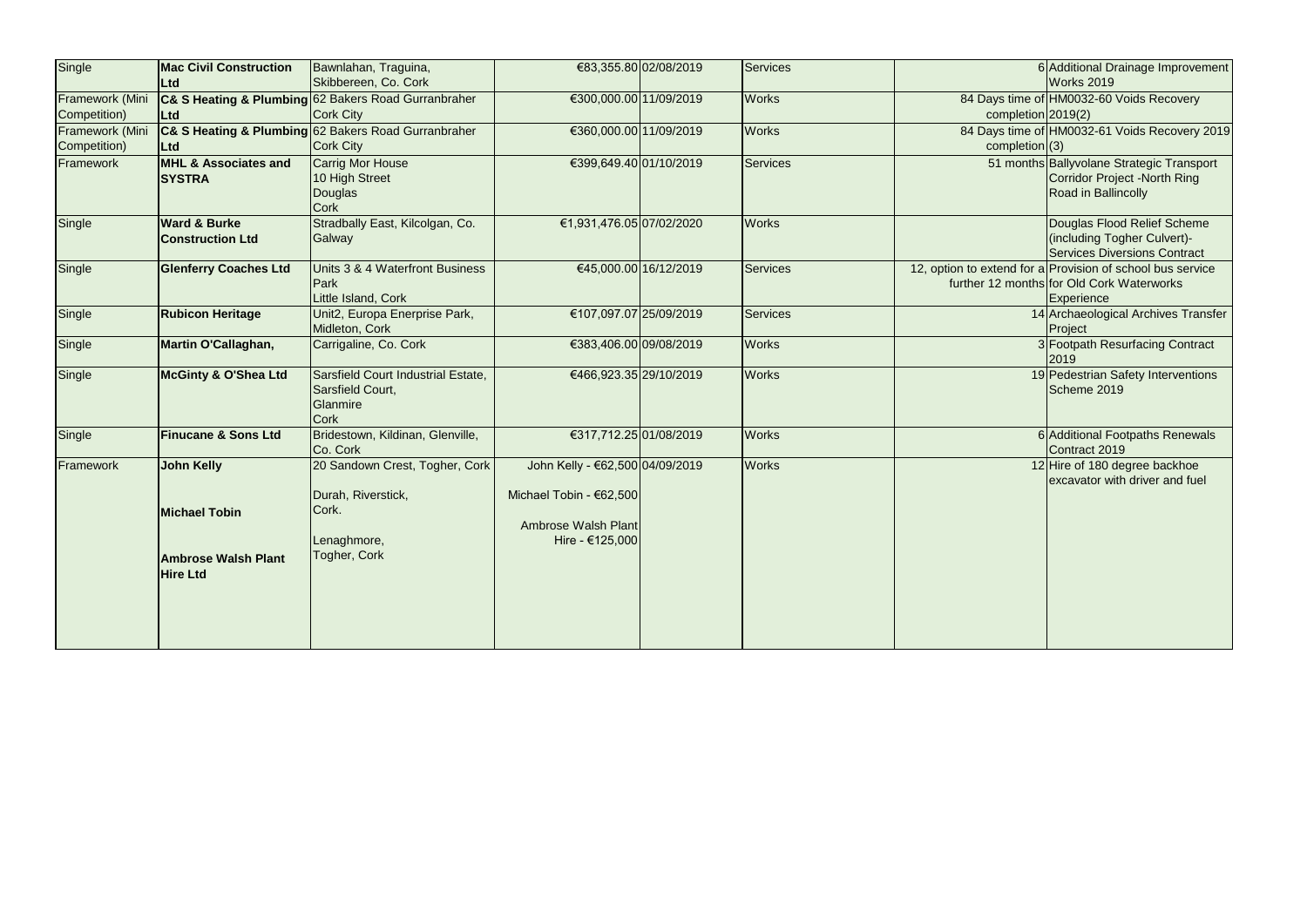| | | | | | | | |
|---|---|---|---|---|---|---|---|
| Single | **Mac Civil Construction Ltd** | Bawnlahan, Traguina, Skibbereen, Co. Cork | €83,355.80 | 02/08/2019 | Services | 6 | Additional Drainage Improvement Works 2019 |
| Framework (Mini Competition) | **C& S Heating & Plumbing Ltd** | 62 Bakers Road Gurranbraher Cork City | €300,000.00 | 11/09/2019 | Works | 84 Days time of completion | HM0032-60 Voids Recovery 2019(2) |
| Framework (Mini Competition) | **C& S Heating & Plumbing Ltd** | 62 Bakers Road Gurranbraher Cork City | €360,000.00 | 11/09/2019 | Works | 84 Days time of completion | HM0032-61 Voids Recovery 2019 (3) |
| Framework | **MHL & Associates and SYSTRA** | Carrig Mor House 10 High Street Douglas Cork | €399,649.40 | 01/10/2019 | Services | 51 months | Ballyvolane Strategic Transport Corridor Project -North Ring Road in Ballincolly |
| Single | **Ward & Burke Construction Ltd** | Stradbally East, Kilcolgan, Co. Galway | €1,931,476.05 | 07/02/2020 | Works | | Douglas Flood Relief Scheme (including Togher Culvert)- Services Diversions Contract |
| Single | **Glenferry Coaches Ltd** | Units 3 & 4 Waterfront Business Park Little Island, Cork | €45,000.00 | 16/12/2019 | Services | 12, option to extend for a further 12 months | Provision of school bus service for Old Cork Waterworks Experience |
| Single | **Rubicon Heritage** | Unit2, Europa Enerprise Park, Midleton, Cork | €107,097.07 | 25/09/2019 | Services | 14 | Archaeological Archives Transfer Project |
| Single | **Martin O'Callaghan,** | Carrigaline, Co. Cork | €383,406.00 | 09/08/2019 | Works | 3 | Footpath Resurfacing Contract 2019 |
| Single | **McGinty & O'Shea Ltd** | Sarsfield Court Industrial Estate, Sarsfield Court, Glanmire Cork | €466,923.35 | 29/10/2019 | Works | 19 | Pedestrian Safety Interventions Scheme 2019 |
| Single | **Finucane & Sons Ltd** | Bridestown, Kildinan, Glenville, Co. Cork | €317,712.25 | 01/08/2019 | Works | 6 | Additional Footpaths Renewals Contract 2019 |
| Framework | **John Kelly**<br><br>**Michael Tobin**<br><br>**Ambrose Walsh Plant Hire Ltd** | 20 Sandown Crest, Togher, Cork<br><br>Durah, Riverstick, Cork.<br><br>Lenaghmore, Togher, Cork | John Kelly - €62,500<br><br>Michael Tobin - €62,500<br><br>Ambrose Walsh Plant Hire - €125,000 | 04/09/2019 | Works | 12 | Hire of 180 degree backhoe excavator with driver and fuel |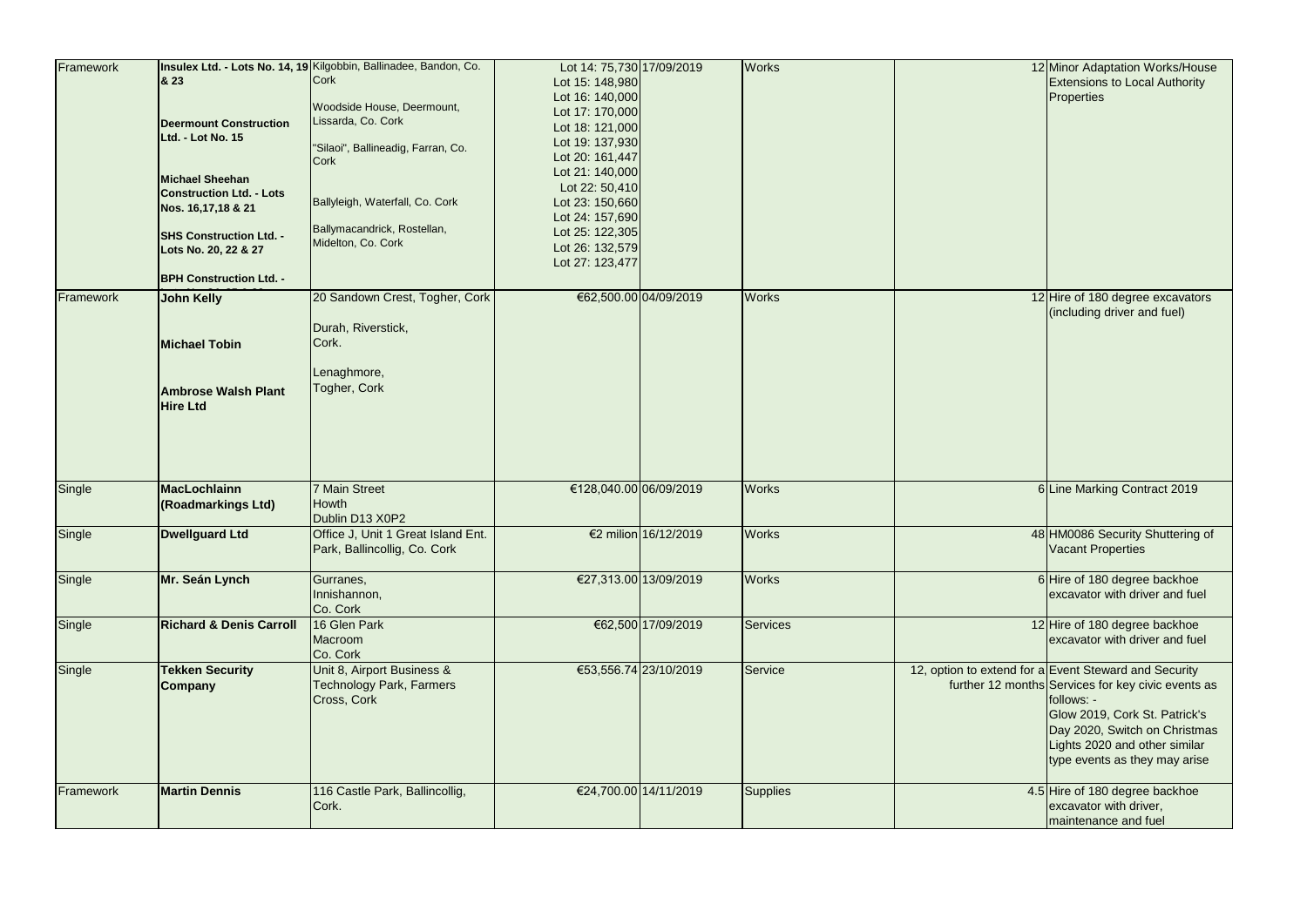| Framework | Insulex Ltd. - Lots No. 14, 19 & 23<br><br>Deermount Construction Ltd. - Lot No. 15<br><br>Michael Sheehan Construction Ltd. - Lots Nos. 16,17,18 & 21<br><br>SHS Construction Ltd. - Lots No. 20, 22 & 27<br><br>BPH Construction Ltd. - | Kilgobbin, Ballinadee, Bandon, Co. Cork<br><br>Woodside House, Deermount, Lissarda, Co. Cork<br><br>"Silaoi", Ballineadig, Farran, Co. Cork<br><br>Ballyleigh, Waterfall, Co. Cork<br><br>Ballymacandrick, Rostellan, Midelton, Co. Cork | Lot 14: 75,730<br>Lot 15: 148,980<br>Lot 16: 140,000<br>Lot 17: 170,000<br>Lot 18: 121,000<br>Lot 19: 137,930<br>Lot 20: 161,447<br>Lot 21: 140,000<br>Lot 22: 50,410<br>Lot 23: 150,660<br>Lot 24: 157,690<br>Lot 25: 122,305<br>Lot 26: 132,579<br>Lot 27: 123,477 | 17/09/2019 | Works | 12 | Minor Adaptation Works/House Extensions to Local Authority Properties |
|---|---|---|---|---|---|---|---|
| Framework | John Kelly<br><br>Michael Tobin<br><br>Ambrose Walsh Plant Hire Ltd | 20 Sandown Crest, Togher, Cork<br><br>Durah, Riverstick, Cork.<br><br>Lenaghmore, Togher, Cork | €62,500.00 | 04/09/2019 | Works | 12 | Hire of 180 degree excavators (including driver and fuel) |
| Single | MacLochlainn (Roadmarkings Ltd) | 7 Main Street Howth Dublin D13 X0P2 | €128,040.00 | 06/09/2019 | Works | 6 | Line Marking Contract 2019 |
| Single | Dwellguard Ltd | Office J, Unit 1 Great Island Ent. Park, Ballincollig, Co. Cork | €2 milion | 16/12/2019 | Works | 48 | HM0086 Security Shuttering of Vacant Properties |
| Single | Mr. Seán Lynch | Gurranes, Innishannon, Co. Cork | €27,313.00 | 13/09/2019 | Works | 6 | Hire of 180 degree backhoe excavator with driver and fuel |
| Single | Richard & Denis Carroll | 16 Glen Park Macroom Co. Cork | €62,500 | 17/09/2019 | Services | 12 | Hire of 180 degree backhoe excavator with driver and fuel |
| Single | Tekken Security Company | Unit 8, Airport Business & Technology Park, Farmers Cross, Cork | €53,556.74 | 23/10/2019 | Service | 12, option to extend for a further 12 months | Event Steward and Security Services for key civic events as follows: - Glow 2019, Cork St. Patrick's Day 2020, Switch on Christmas Lights 2020 and other similar type events as they may arise |
| Framework | Martin Dennis | 116 Castle Park, Ballincollig, Cork. | €24,700.00 | 14/11/2019 | Supplies | 4.5 | Hire of 180 degree backhoe excavator with driver, maintenance and fuel |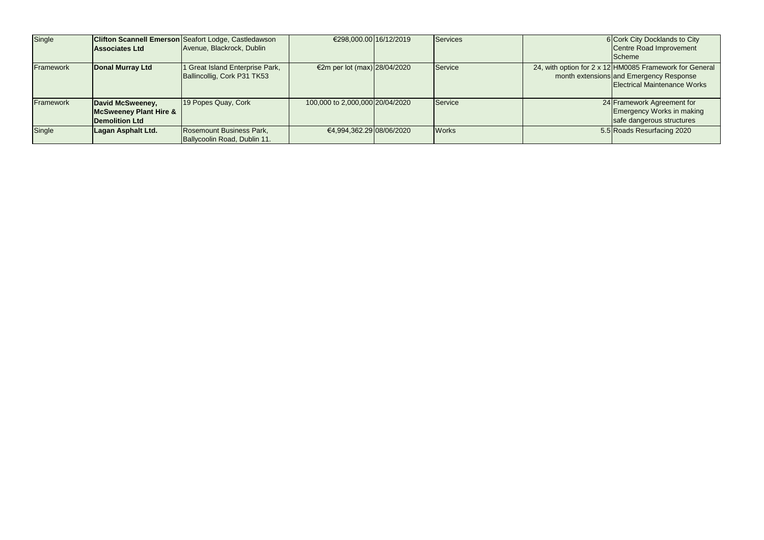| | | | | | | | | |
|---|---|---|---|---|---|---|---|---|
| Single | **Clifton Scannell Emerson Associates Ltd** | Seafort Lodge, Castledawson Avenue, Blackrock, Dublin | €298,000.00 | 16/12/2019 | Services | | 6 | Cork City Docklands to City Centre Road Improvement Scheme |
| Framework | **Donal Murray Ltd** | 1 Great Island Enterprise Park, Ballincollig, Cork P31 TK53 | €2m per lot (max) | 28/04/2020 | Service | | 24, with option for 2 x 12 month extensions | HM0085 Framework for General and Emergency Response Electrical Maintenance Works |
| Framework | **David McSweeney, McSweeney Plant Hire & Demolition Ltd** | 19 Popes Quay, Cork | 100,000 to 2,000,000 | 20/04/2020 | Service | | 24 | Framework Agreement for Emergency Works in making safe dangerous structures |
| Single | **Lagan Asphalt Ltd.** | Rosemount Business Park, Ballycoolin Road, Dublin 11. | €4,994,362.29 | 08/06/2020 | Works | | 5.5 | Roads Resurfacing 2020 |